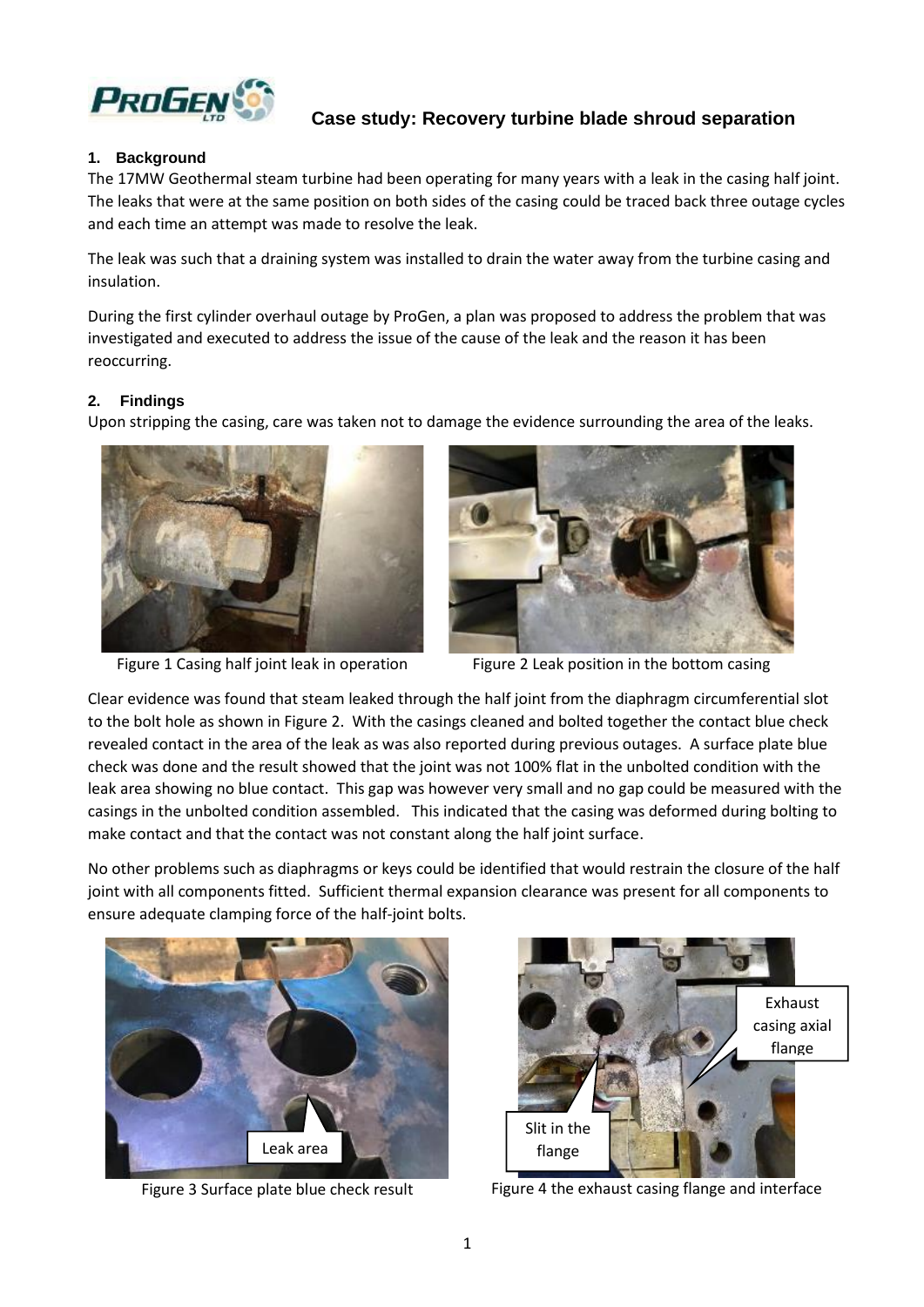# Case study: Recovery turbine blade shroud separation

## 1. Background

The 17MW Geothermal steam turbine had been operating for many years with a leak in the casing half joint. The leaks that were at the same position on both sides of the casing could be traced back three outage cycles and each time an attempt was made to resolve the leak.

The leak was such that a draining system was installed to drain the water away from the turbine casing and insulation.

During the first cylinder overhaul outage by ProGen, a plan was proposed to address the problem that was investigated and executed to address the issue of the cause of the leak and the reason it has been reoccurring.

## 2. Findings

Upon stripping the casing, care was taken not to damage the evidence surrounding the area of the leaks.

Figure 1 Casing half joint leak in operation

Figure 2 Leak position in the bottom casing

Clear evidence was found that steam leaked through the half joint from the diaphragm circumferential slot to the bolt hole as shown in Figure 2. With the casings cleaned and bolted together the contact blue check revealed contact in the area of the leak as was also reported during previous outages. A surface plate blue check was done and the result showed that the joint was not 100% flat in the unbolted condition with the leak area showing no blue contact. This gap was however very small and no gap could be measured with the casings in the unbolted condition assembled. This indicated that the casing was deformed during bolting to make contact and that the contact was not constant along the half joint surface.

No other problems such as diaphragms or keys could be identified that would restrain the closure of the half joint with all components fitted. Sufficient thermal expansion clearance was present for all components to ensure adequate clamping force of the half-joint bolts.

Leak area

Figure 3 Surface plate blue check result

Exhaust casing axial flange

Slit in the flange

Figure 4 the exhaust casing flange and interface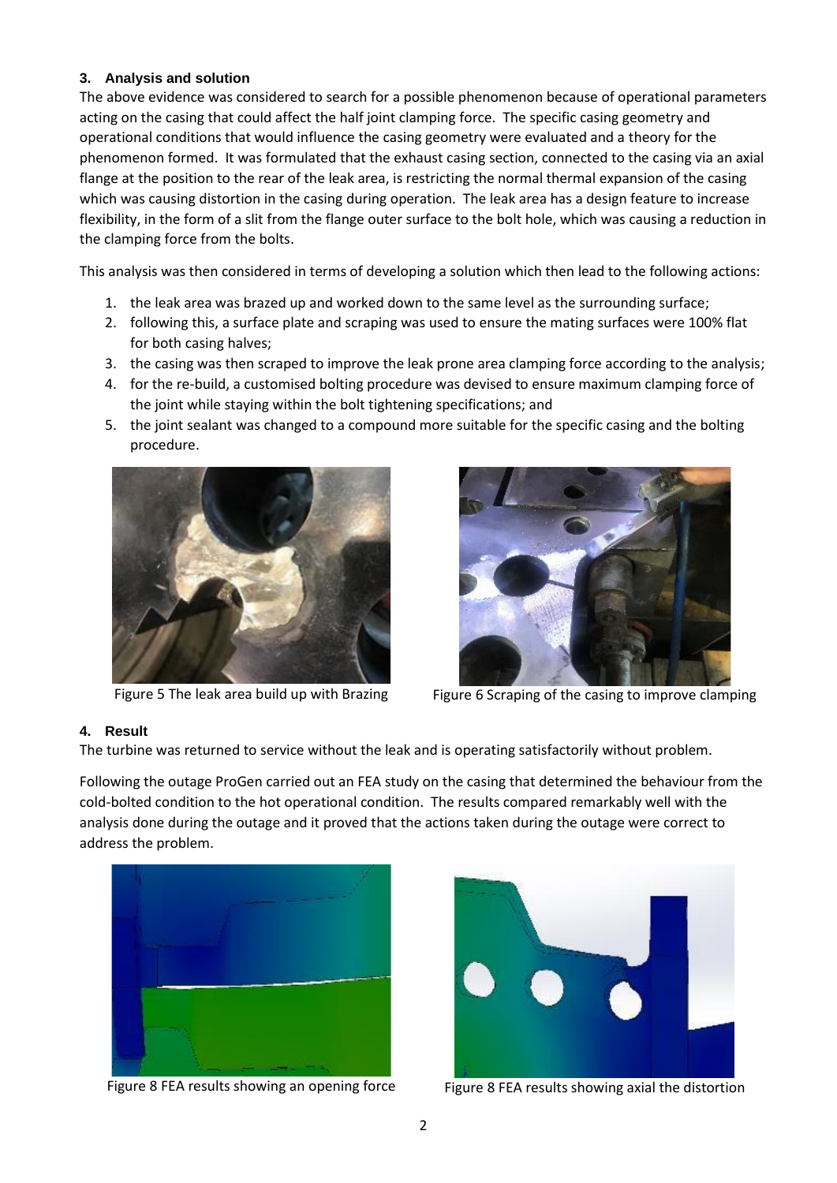### 3. Analysis and solution

The above evidence was considered to search for a possible phenomenon because of operational parameters acting on the casing that could affect the half joint clamping force. The specific casing geometry and operational conditions that would influence the casing geometry were evaluated and a theory for the phenomenon formed. It was formulated that the exhaust casing section, connected to the casing via an axial flange at the position to the rear of the leak area, is restricting the normal thermal expansion of the casing which was causing distortion in the casing during operation. The leak area has a design feature to increase flexibility, in the form of a slit from the flange outer surface to the bolt hole, which was causing a reduction in the clamping force from the bolts.

This analysis was then considered in terms of developing a solution which then lead to the following actions:

1. the leak area was brazed up and worked down to the same level as the surrounding surface;
2. following this, a surface plate and scraping was used to ensure the mating surfaces were 100% flat for both casing halves;
3. the casing was then scraped to improve the leak prone area clamping force according to the analysis;
4. for the re-build, a customised bolting procedure was devised to ensure maximum clamping force of the joint while staying within the bolt tightening specifications; and
5. the joint sealant was changed to a compound more suitable for the specific casing and the bolting procedure.

Figure 5 The leak area build up with Brazing

Figure 6 Scraping of the casing to improve clamping

### 4. Result

The turbine was returned to service without the leak and is operating satisfactorily without problem.

Following the outage ProGen carried out an FEA study on the casing that determined the behaviour from the cold-bolted condition to the hot operational condition. The results compared remarkably well with the analysis done during the outage and it proved that the actions taken during the outage were correct to address the problem.

Figure 8 FEA results showing an opening force

Figure 8 FEA results showing axial the distortion